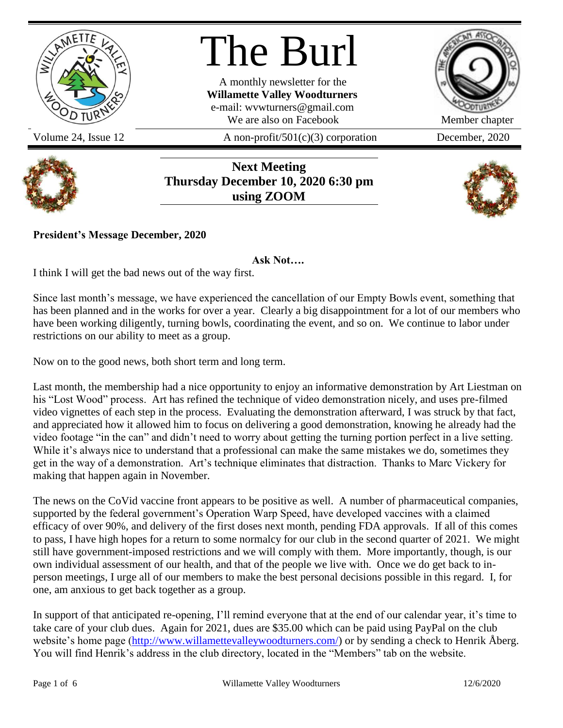# The Burl

A monthly newsletter for the
**Willamette Valley Woodturners**
e-mail: wvwturners@gmail.com
We are also on Facebook

Member chapter

Volume 24, Issue 12 | A non-profit/501(c)(3) corporation | December, 2020

**Next Meeting**
**Thursday December 10, 2020 6:30 pm**
**using ZOOM**

**President's Message December, 2020**

**Ask Not….**

I think I will get the bad news out of the way first.

Since last month's message, we have experienced the cancellation of our Empty Bowls event, something that has been planned and in the works for over a year. Clearly a big disappointment for a lot of our members who have been working diligently, turning bowls, coordinating the event, and so on. We continue to labor under restrictions on our ability to meet as a group.

Now on to the good news, both short term and long term.

Last month, the membership had a nice opportunity to enjoy an informative demonstration by Art Liestman on his "Lost Wood" process. Art has refined the technique of video demonstration nicely, and uses pre-filmed video vignettes of each step in the process. Evaluating the demonstration afterward, I was struck by that fact, and appreciated how it allowed him to focus on delivering a good demonstration, knowing he already had the video footage "in the can" and didn't need to worry about getting the turning portion perfect in a live setting. While it's always nice to understand that a professional can make the same mistakes we do, sometimes they get in the way of a demonstration. Art's technique eliminates that distraction. Thanks to Marc Vickery for making that happen again in November.

The news on the CoVid vaccine front appears to be positive as well. A number of pharmaceutical companies, supported by the federal government's Operation Warp Speed, have developed vaccines with a claimed efficacy of over 90%, and delivery of the first doses next month, pending FDA approvals. If all of this comes to pass, I have high hopes for a return to some normalcy for our club in the second quarter of 2021. We might still have government-imposed restrictions and we will comply with them. More importantly, though, is our own individual assessment of our health, and that of the people we live with. Once we do get back to in-person meetings, I urge all of our members to make the best personal decisions possible in this regard. I, for one, am anxious to get back together as a group.

In support of that anticipated re-opening, I'll remind everyone that at the end of our calendar year, it's time to take care of your club dues. Again for 2021, dues are $35.00 which can be paid using PayPal on the club website's home page (http://www.willamettevalleywoodturners.com/) or by sending a check to Henrik Åberg. You will find Henrik's address in the club directory, located in the "Members" tab on the website.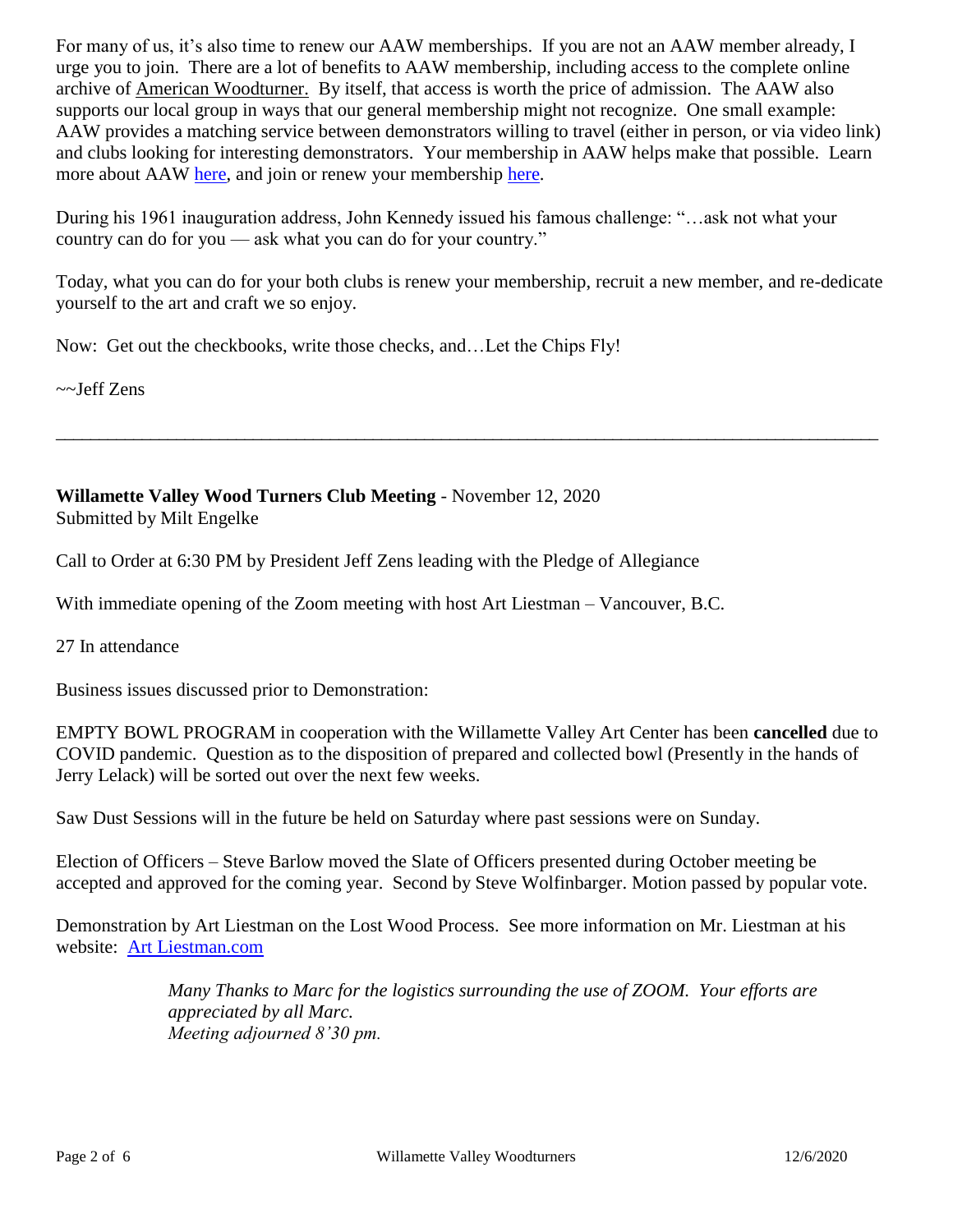For many of us, it's also time to renew our AAW memberships. If you are not an AAW member already, I urge you to join. There are a lot of benefits to AAW membership, including access to the complete online archive of American Woodturner. By itself, that access is worth the price of admission. The AAW also supports our local group in ways that our general membership might not recognize. One small example: AAW provides a matching service between demonstrators willing to travel (either in person, or via video link) and clubs looking for interesting demonstrators. Your membership in AAW helps make that possible. Learn more about AAW here, and join or renew your membership here.

During his 1961 inauguration address, John Kennedy issued his famous challenge: "…ask not what your country can do for you — ask what you can do for your country."

Today, what you can do for your both clubs is renew your membership, recruit a new member, and re-dedicate yourself to the art and craft we so enjoy.

Now: Get out the checkbooks, write those checks, and…Let the Chips Fly!

~~Jeff Zens

---

**Willamette Valley Wood Turners Club Meeting** - November 12, 2020
Submitted by Milt Engelke

Call to Order at 6:30 PM by President Jeff Zens leading with the Pledge of Allegiance

With immediate opening of the Zoom meeting with host Art Liestman – Vancouver, B.C.

27 In attendance

Business issues discussed prior to Demonstration:

EMPTY BOWL PROGRAM in cooperation with the Willamette Valley Art Center has been **cancelled** due to COVID pandemic. Question as to the disposition of prepared and collected bowl (Presently in the hands of Jerry Lelack) will be sorted out over the next few weeks.

Saw Dust Sessions will in the future be held on Saturday where past sessions were on Sunday.

Election of Officers – Steve Barlow moved the Slate of Officers presented during October meeting be accepted and approved for the coming year. Second by Steve Wolfinbarger. Motion passed by popular vote.

Demonstration by Art Liestman on the Lost Wood Process. See more information on Mr. Liestman at his website: Art Liestman.com

*Many Thanks to Marc for the logistics surrounding the use of ZOOM. Your efforts are appreciated by all Marc.*
*Meeting adjourned 8'30 pm.*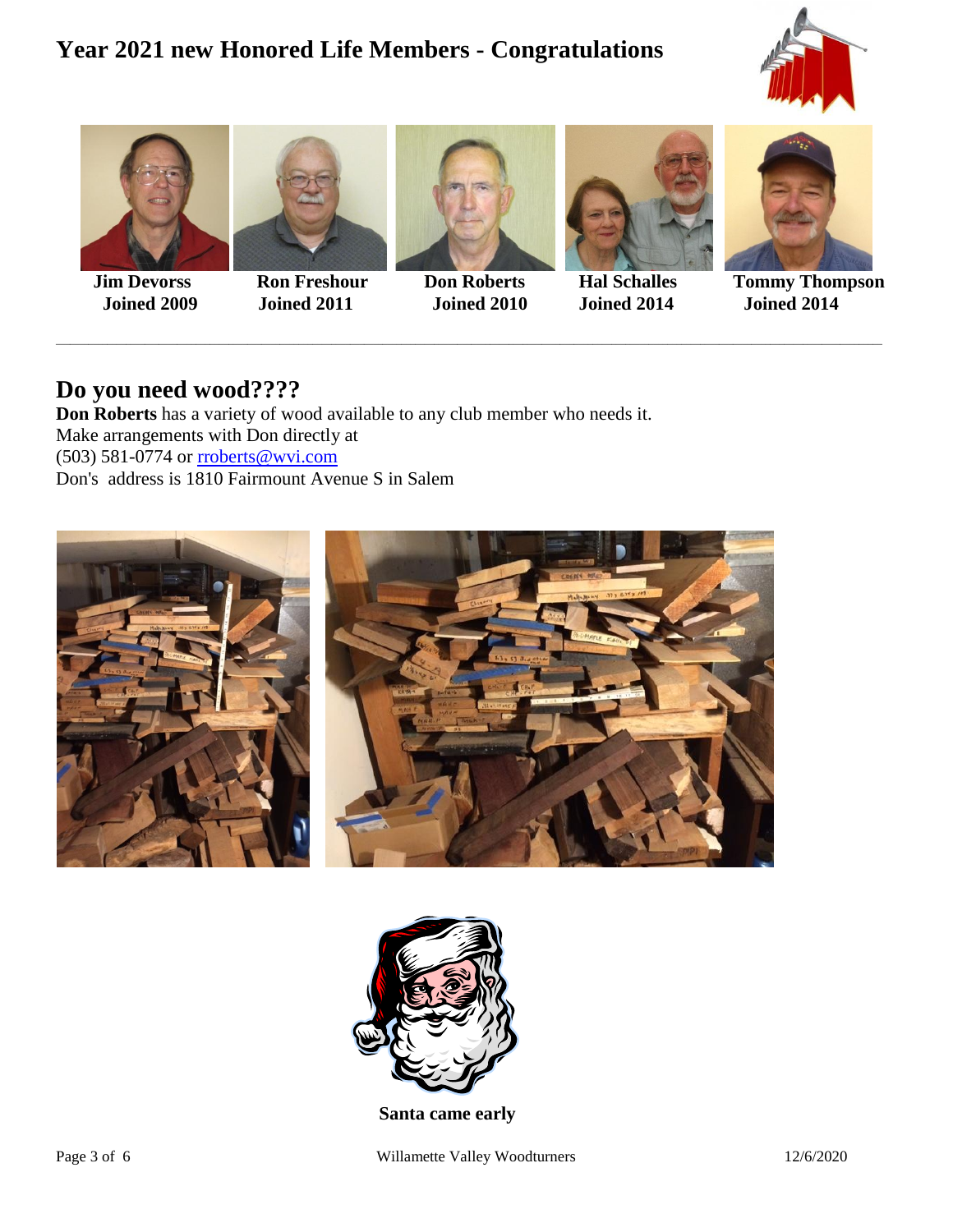# Year 2021 new Honored Life Members - Congratulations

| Jim Devorss | Ron Freshour | Don Roberts | Hal Schalles | Tommy Thompson |
|---|---|---|---|---|
| Joined 2009 | Joined 2011 | Joined 2010 | Joined 2014 | Joined 2014 |

## Do you need wood????

**Don Roberts** has a variety of wood available to any club member who needs it.
Make arrangements with Don directly at
(503) 581-0774 or [rroberts@wvi.com](mailto:rroberts@wvi.com)
Don's address is 1810 Fairmount Avenue S in Salem

**Santa came early**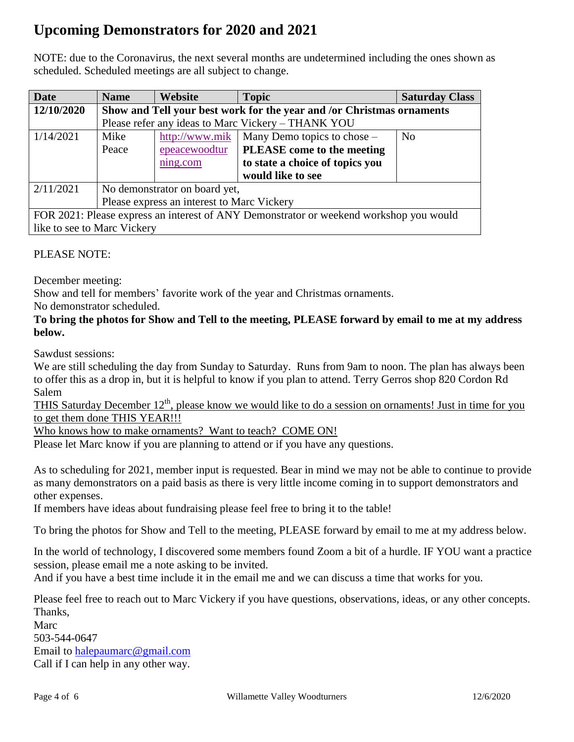# Upcoming Demonstrators for 2020 and 2021

NOTE: due to the Coronavirus, the next several months are undetermined including the ones shown as scheduled. Scheduled meetings are all subject to change.

| Date | Name | Website | Topic | Saturday Class |
|---|---|---|---|---|
| **12/10/2020** | **Show and Tell your best work for the year and /or Christmas ornaments** Please refer any ideas to Marc Vickery – THANK YOU | | | |
| 1/14/2021 | Mike Peace | http://www.mikepeacewoodturning.com | Many Demo topics to chose – **PLEASE come to the meeting to state a choice of topics you would like to see** | No |
| 2/11/2021 | No demonstrator on board yet, Please express an interest to Marc Vickery | | | |
| FOR 2021: Please express an interest of ANY Demonstrator or weekend workshop you would like to see to Marc Vickery | | | | |

PLEASE NOTE:

December meeting:
Show and tell for members' favorite work of the year and Christmas ornaments.
No demonstrator scheduled.
**To bring the photos for Show and Tell to the meeting, PLEASE forward by email to me at my address below.**

Sawdust sessions:
We are still scheduling the day from Sunday to Saturday. Runs from 9am to noon. The plan has always been to offer this as a drop in, but it is helpful to know if you plan to attend. Terry Gerros shop 820 Cordon Rd Salem
THIS Saturday December 12th, please know we would like to do a session on ornaments! Just in time for you to get them done THIS YEAR!!!
Who knows how to make ornaments? Want to teach? COME ON!
Please let Marc know if you are planning to attend or if you have any questions.

As to scheduling for 2021, member input is requested. Bear in mind we may not be able to continue to provide as many demonstrators on a paid basis as there is very little income coming in to support demonstrators and other expenses.
If members have ideas about fundraising please feel free to bring it to the table!

To bring the photos for Show and Tell to the meeting, PLEASE forward by email to me at my address below.

In the world of technology, I discovered some members found Zoom a bit of a hurdle. IF YOU want a practice session, please email me a note asking to be invited.
And if you have a best time include it in the email me and we can discuss a time that works for you.

Please feel free to reach out to Marc Vickery if you have questions, observations, ideas, or any other concepts.
Thanks,
Marc
503-544-0647
Email to halepaumarc@gmail.com
Call if I can help in any other way.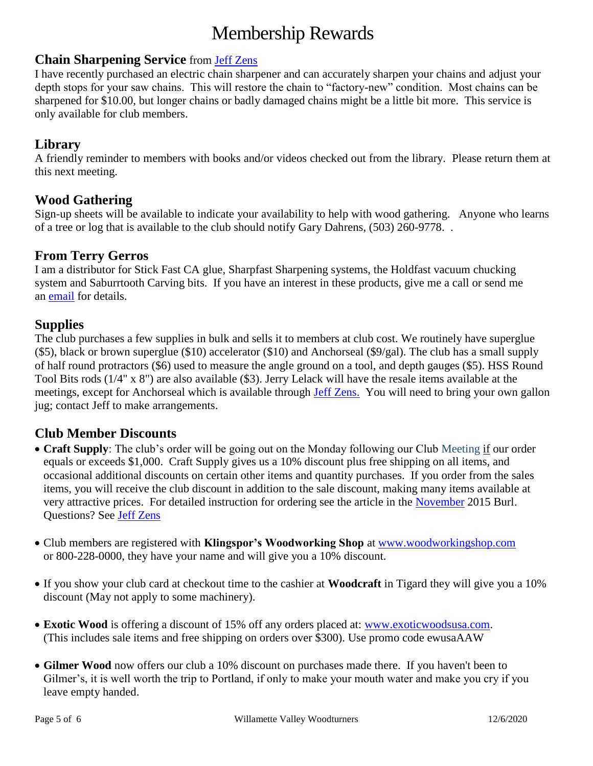# Membership Rewards

## Chain Sharpening Service from Jeff Zens

I have recently purchased an electric chain sharpener and can accurately sharpen your chains and adjust your depth stops for your saw chains. This will restore the chain to "factory-new" condition. Most chains can be sharpened for $10.00, but longer chains or badly damaged chains might be a little bit more. This service is only available for club members.

## Library

A friendly reminder to members with books and/or videos checked out from the library. Please return them at this next meeting.

## Wood Gathering

Sign-up sheets will be available to indicate your availability to help with wood gathering. Anyone who learns of a tree or log that is available to the club should notify Gary Dahrens, (503) 260-9778. .

## From Terry Gerros

I am a distributor for Stick Fast CA glue, Sharpfast Sharpening systems, the Holdfast vacuum chucking system and Saburrtooth Carving bits. If you have an interest in these products, give me a call or send me an email for details.

## Supplies

The club purchases a few supplies in bulk and sells it to members at club cost. We routinely have superglue ($5), black or brown superglue ($10) accelerator ($10) and Anchorseal ($9/gal). The club has a small supply of half round protractors ($6) used to measure the angle ground on a tool, and depth gauges ($5). HSS Round Tool Bits rods (1/4" x 8") are also available ($3). Jerry Lelack will have the resale items available at the meetings, except for Anchorseal which is available through Jeff Zens. You will need to bring your own gallon jug; contact Jeff to make arrangements.

## Club Member Discounts

- **Craft Supply**: The club's order will be going out on the Monday following our Club Meeting if our order equals or exceeds $1,000. Craft Supply gives us a 10% discount plus free shipping on all items, and occasional additional discounts on certain other items and quantity purchases. If you order from the sales items, you will receive the club discount in addition to the sale discount, making many items available at very attractive prices. For detailed instruction for ordering see the article in the November 2015 Burl. Questions? See Jeff Zens

- Club members are registered with **Klingspor's Woodworking Shop** at www.woodworkingshop.com or 800-228-0000, they have your name and will give you a 10% discount.

- If you show your club card at checkout time to the cashier at **Woodcraft** in Tigard they will give you a 10% discount (May not apply to some machinery).

- **Exotic Wood** is offering a discount of 15% off any orders placed at: www.exoticwoodsusa.com. (This includes sale items and free shipping on orders over $300). Use promo code ewusaAAW

- **Gilmer Wood** now offers our club a 10% discount on purchases made there. If you haven't been to Gilmer's, it is well worth the trip to Portland, if only to make your mouth water and make you cry if you leave empty handed.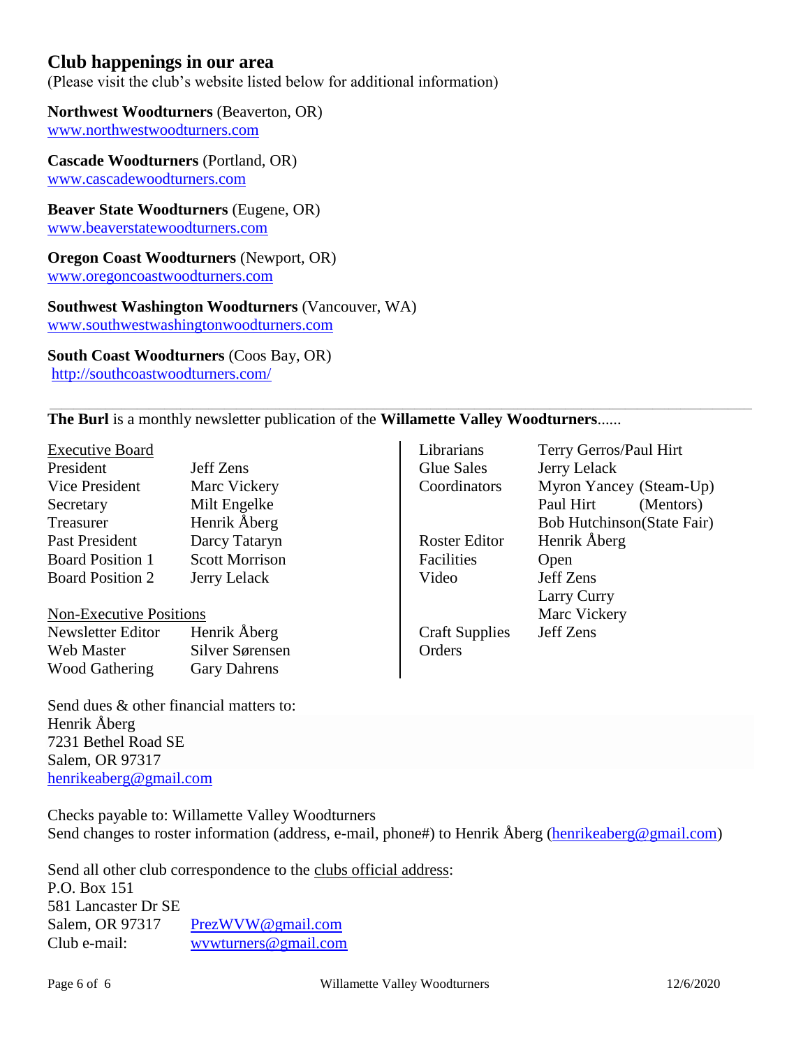## Club happenings in our area

(Please visit the club's website listed below for additional information)

**Northwest Woodturners** (Beaverton, OR)
www.northwestwoodturners.com

**Cascade Woodturners** (Portland, OR)
www.cascadewoodturners.com

**Beaver State Woodturners** (Eugene, OR)
www.beaverstatewoodturners.com

**Oregon Coast Woodturners** (Newport, OR)
www.oregoncoastwoodturners.com

**Southwest Washington Woodturners** (Vancouver, WA)
www.southwestwashingtonwoodturners.com

**South Coast Woodturners** (Coos Bay, OR)
http://southcoastwoodturners.com/

---

**The Burl** is a monthly newsletter publication of the **Willamette Valley Woodturners**......

| Executive Board | |
|---|---|
| President | Jeff Zens |
| Vice President | Marc Vickery |
| Secretary | Milt Engelke |
| Treasurer | Henrik Åberg |
| Past President | Darcy Tataryn |
| Board Position 1 | Scott Morrison |
| Board Position 2 | Jerry Lelack |

| Non-Executive Positions | |
|---|---|
| Newsletter Editor | Henrik Åberg |
| Web Master | Silver Sørensen |
| Wood Gathering | Gary Dahrens |

| | |
|---|---|
| Librarians | Terry Gerros/Paul Hirt |
| Glue Sales | Jerry Lelack |
| Coordinators | Myron Yancey (Steam-Up) |
| | Paul Hirt (Mentors) |
| | Bob Hutchinson(State Fair) |
| Roster Editor | Henrik Åberg |
| Facilities | Open |
| Video | Jeff Zens |
| | Larry Curry |
| | Marc Vickery |
| Craft Supplies Orders | Jeff Zens |

Send dues & other financial matters to:
Henrik Åberg
7231 Bethel Road SE
Salem, OR 97317
henrikeaberg@gmail.com

Checks payable to: Willamette Valley Woodturners
Send changes to roster information (address, e-mail, phone#) to Henrik Åberg (henrikeaberg@gmail.com)

Send all other club correspondence to the clubs official address:
P.O. Box 151
581 Lancaster Dr SE
Salem, OR 97317 PrezWVW@gmail.com
Club e-mail: wvwturners@gmail.com